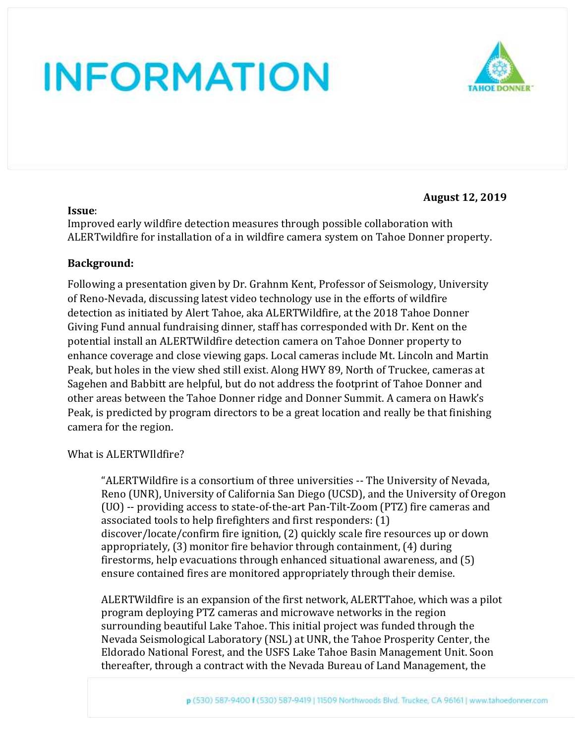# INFORMATION

**August 12, 2019**

**Issue**:
Improved early wildfire detection measures through possible collaboration with ALERTwildfire for installation of a in wildfire camera system on Tahoe Donner property.

**Background:**

Following a presentation given by Dr. Grahnm Kent, Professor of Seismology, University of Reno-Nevada, discussing latest video technology use in the efforts of wildfire detection as initiated by Alert Tahoe, aka ALERTWildfire, at the 2018 Tahoe Donner Giving Fund annual fundraising dinner, staff has corresponded with Dr. Kent on the potential install an ALERTWildfire detection camera on Tahoe Donner property to enhance coverage and close viewing gaps. Local cameras include Mt. Lincoln and Martin Peak, but holes in the view shed still exist. Along HWY 89, North of Truckee, cameras at Sagehen and Babbitt are helpful, but do not address the footprint of Tahoe Donner and other areas between the Tahoe Donner ridge and Donner Summit. A camera on Hawk's Peak, is predicted by program directors to be a great location and really be that finishing camera for the region.

What is ALERTWIldfire?

> "ALERTWildfire is a consortium of three universities -- The University of Nevada, Reno (UNR), University of California San Diego (UCSD), and the University of Oregon (UO) -- providing access to state-of-the-art Pan-Tilt-Zoom (PTZ) fire cameras and associated tools to help firefighters and first responders: (1) discover/locate/confirm fire ignition, (2) quickly scale fire resources up or down appropriately, (3) monitor fire behavior through containment, (4) during firestorms, help evacuations through enhanced situational awareness, and (5) ensure contained fires are monitored appropriately through their demise.
>
> ALERTWildfire is an expansion of the first network, ALERTTahoe, which was a pilot program deploying PTZ cameras and microwave networks in the region surrounding beautiful Lake Tahoe. This initial project was funded through the Nevada Seismological Laboratory (NSL) at UNR, the Tahoe Prosperity Center, the Eldorado National Forest, and the USFS Lake Tahoe Basin Management Unit. Soon thereafter, through a contract with the Nevada Bureau of Land Management, the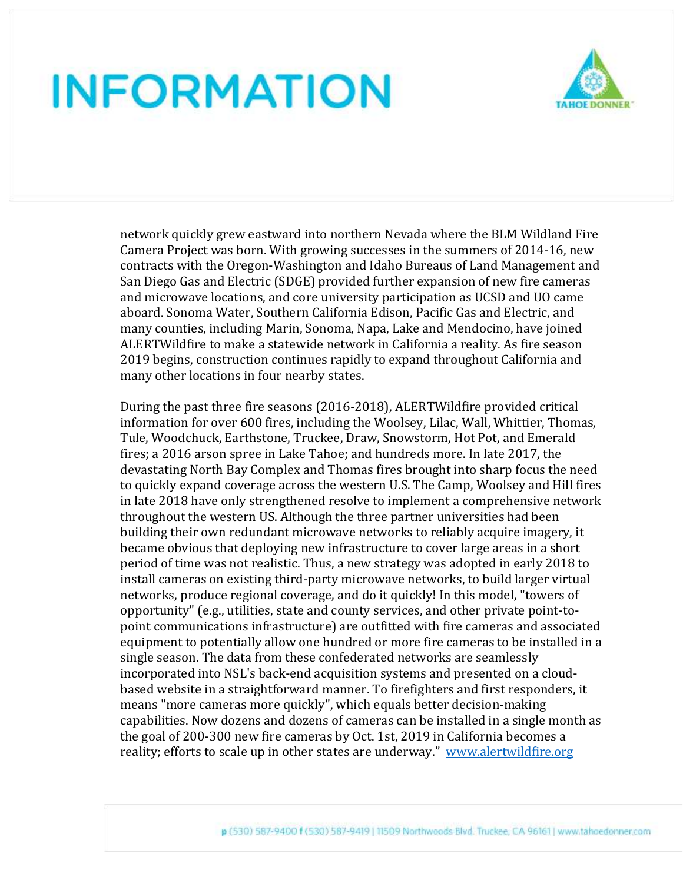network quickly grew eastward into northern Nevada where the BLM Wildland Fire Camera Project was born. With growing successes in the summers of 2014-16, new contracts with the Oregon-Washington and Idaho Bureaus of Land Management and San Diego Gas and Electric (SDGE) provided further expansion of new fire cameras and microwave locations, and core university participation as UCSD and UO came aboard. Sonoma Water, Southern California Edison, Pacific Gas and Electric, and many counties, including Marin, Sonoma, Napa, Lake and Mendocino, have joined ALERTWildfire to make a statewide network in California a reality. As fire season 2019 begins, construction continues rapidly to expand throughout California and many other locations in four nearby states.

During the past three fire seasons (2016-2018), ALERTWildfire provided critical information for over 600 fires, including the Woolsey, Lilac, Wall, Whittier, Thomas, Tule, Woodchuck, Earthstone, Truckee, Draw, Snowstorm, Hot Pot, and Emerald fires; a 2016 arson spree in Lake Tahoe; and hundreds more. In late 2017, the devastating North Bay Complex and Thomas fires brought into sharp focus the need to quickly expand coverage across the western U.S. The Camp, Woolsey and Hill fires in late 2018 have only strengthened resolve to implement a comprehensive network throughout the western US. Although the three partner universities had been building their own redundant microwave networks to reliably acquire imagery, it became obvious that deploying new infrastructure to cover large areas in a short period of time was not realistic. Thus, a new strategy was adopted in early 2018 to install cameras on existing third-party microwave networks, to build larger virtual networks, produce regional coverage, and do it quickly! In this model, "towers of opportunity" (e.g., utilities, state and county services, and other private point-to-point communications infrastructure) are outfitted with fire cameras and associated equipment to potentially allow one hundred or more fire cameras to be installed in a single season. The data from these confederated networks are seamlessly incorporated into NSL's back-end acquisition systems and presented on a cloud-based website in a straightforward manner. To firefighters and first responders, it means "more cameras more quickly", which equals better decision-making capabilities. Now dozens and dozens of cameras can be installed in a single month as the goal of 200-300 new fire cameras by Oct. 1st, 2019 in California becomes a reality; efforts to scale up in other states are underway." www.alertwildfire.org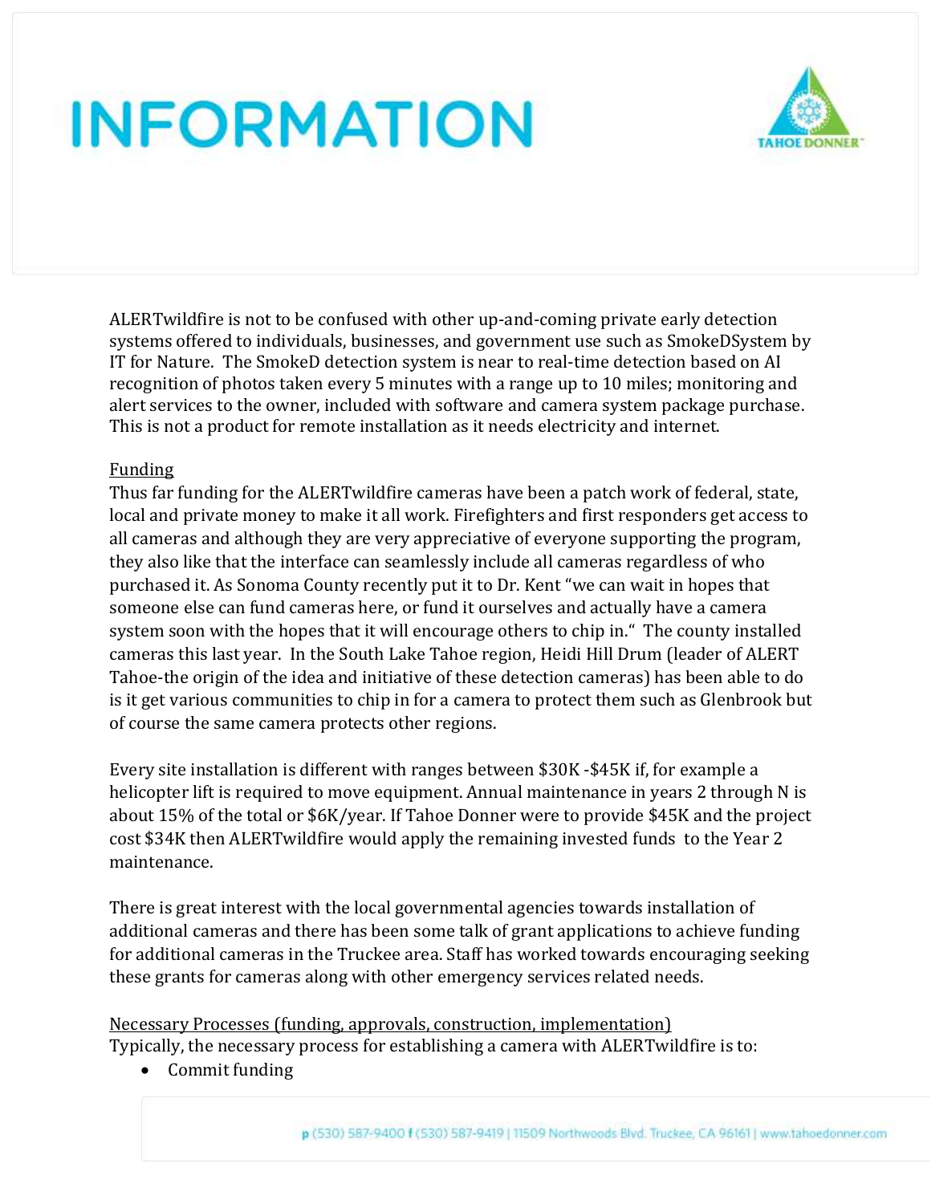# INFORMATION

ALERTwildfire is not to be confused with other up-and-coming private early detection systems offered to individuals, businesses, and government use such as SmokeDSystem by IT for Nature. The SmokeD detection system is near to real-time detection based on AI recognition of photos taken every 5 minutes with a range up to 10 miles; monitoring and alert services to the owner, included with software and camera system package purchase. This is not a product for remote installation as it needs electricity and internet.

## Funding

Thus far funding for the ALERTwildfire cameras have been a patch work of federal, state, local and private money to make it all work. Firefighters and first responders get access to all cameras and although they are very appreciative of everyone supporting the program, they also like that the interface can seamlessly include all cameras regardless of who purchased it. As Sonoma County recently put it to Dr. Kent "we can wait in hopes that someone else can fund cameras here, or fund it ourselves and actually have a camera system soon with the hopes that it will encourage others to chip in." The county installed cameras this last year. In the South Lake Tahoe region, Heidi Hill Drum (leader of ALERT Tahoe-the origin of the idea and initiative of these detection cameras) has been able to do is it get various communities to chip in for a camera to protect them such as Glenbrook but of course the same camera protects other regions.

Every site installation is different with ranges between $30K -$45K if, for example a helicopter lift is required to move equipment. Annual maintenance in years 2 through N is about 15% of the total or $6K/year. If Tahoe Donner were to provide $45K and the project cost $34K then ALERTwildfire would apply the remaining invested funds to the Year 2 maintenance.

There is great interest with the local governmental agencies towards installation of additional cameras and there has been some talk of grant applications to achieve funding for additional cameras in the Truckee area. Staff has worked towards encouraging seeking these grants for cameras along with other emergency services related needs.

## Necessary Processes (funding, approvals, construction, implementation)

Typically, the necessary process for establishing a camera with ALERTwildfire is to:

- Commit funding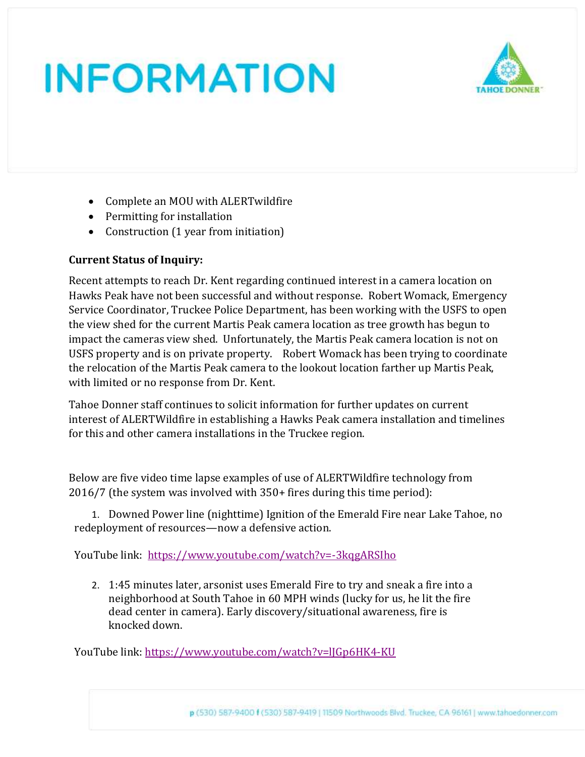- Complete an MOU with ALERTwildfire
- Permitting for installation
- Construction (1 year from initiation)

**Current Status of Inquiry:**

Recent attempts to reach Dr. Kent regarding continued interest in a camera location on Hawks Peak have not been successful and without response. Robert Womack, Emergency Service Coordinator, Truckee Police Department, has been working with the USFS to open the view shed for the current Martis Peak camera location as tree growth has begun to impact the cameras view shed. Unfortunately, the Martis Peak camera location is not on USFS property and is on private property. Robert Womack has been trying to coordinate the relocation of the Martis Peak camera to the lookout location farther up Martis Peak, with limited or no response from Dr. Kent.

Tahoe Donner staff continues to solicit information for further updates on current interest of ALERTWildfire in establishing a Hawks Peak camera installation and timelines for this and other camera installations in the Truckee region.

Below are five video time lapse examples of use of ALERTWildfire technology from 2016/7 (the system was involved with 350+ fires during this time period):

1. Downed Power line (nighttime) Ignition of the Emerald Fire near Lake Tahoe, no redeployment of resources—now a defensive action.

YouTube link: https://www.youtube.com/watch?v=-3kqgARSIho

2. 1:45 minutes later, arsonist uses Emerald Fire to try and sneak a fire into a neighborhood at South Tahoe in 60 MPH winds (lucky for us, he lit the fire dead center in camera). Early discovery/situational awareness, fire is knocked down.

YouTube link: https://www.youtube.com/watch?v=lJGp6HK4-KU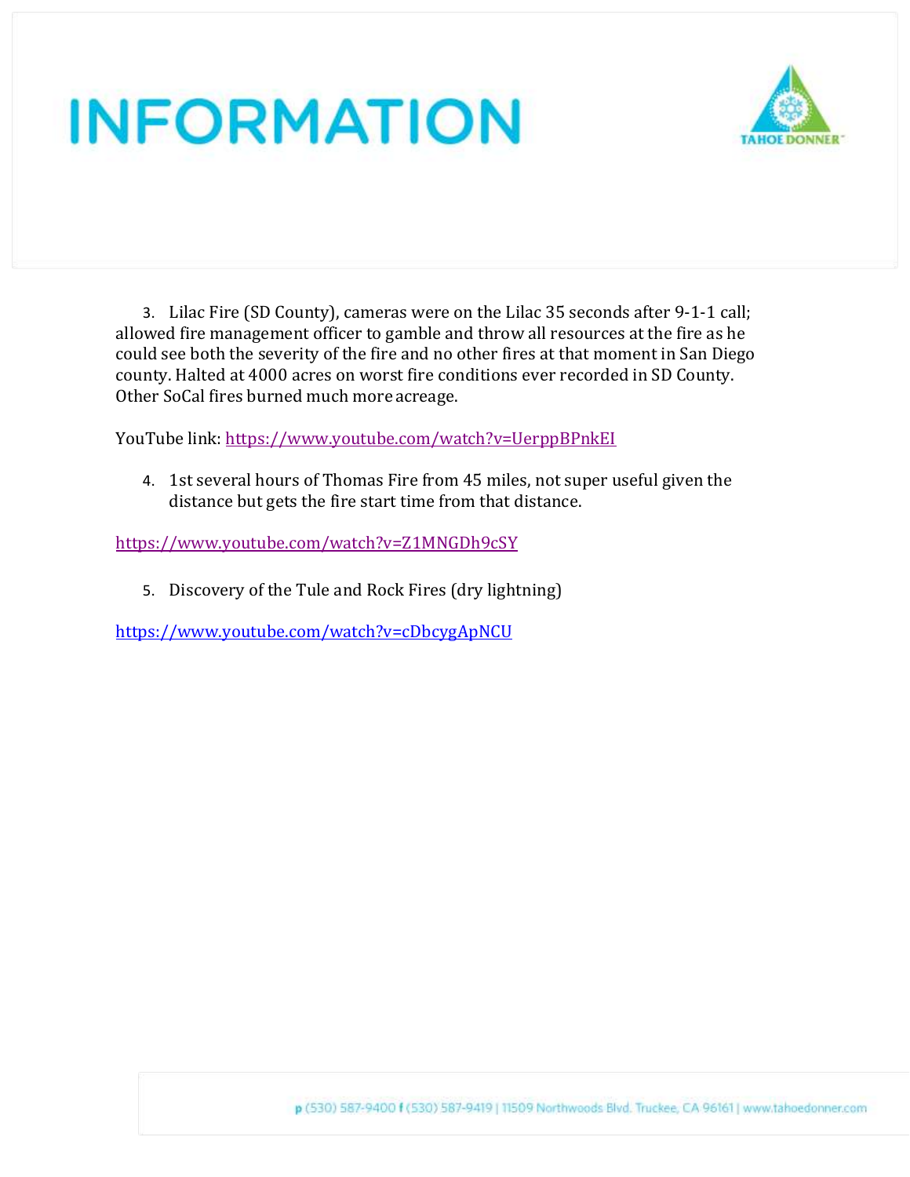3. Lilac Fire (SD County), cameras were on the Lilac 35 seconds after 9-1-1 call; allowed fire management officer to gamble and throw all resources at the fire as he could see both the severity of the fire and no other fires at that moment in San Diego county. Halted at 4000 acres on worst fire conditions ever recorded in SD County. Other SoCal fires burned much more acreage.

YouTube link: https://www.youtube.com/watch?v=UerppBPnkEI

4. 1st several hours of Thomas Fire from 45 miles, not super useful given the distance but gets the fire start time from that distance.

https://www.youtube.com/watch?v=Z1MNGDh9cSY

5. Discovery of the Tule and Rock Fires (dry lightning)

https://www.youtube.com/watch?v=cDbcygApNCU